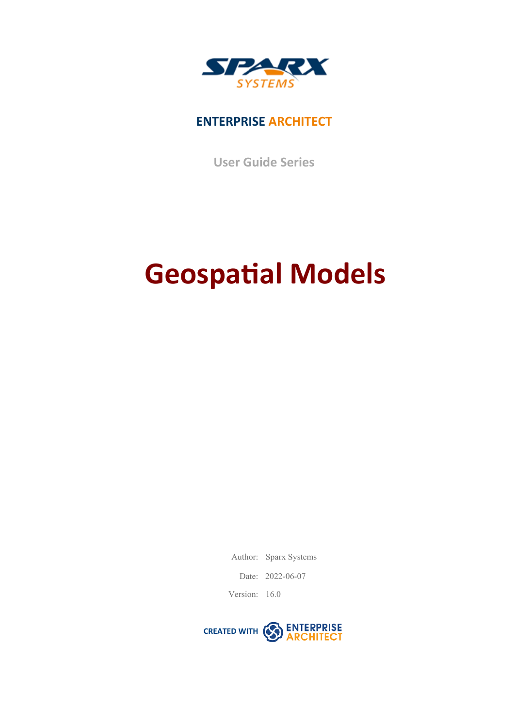SPARX SYSTEMS

ENTERPRISE ARCHITECT

User Guide Series

# Geospatial Models

Author: Sparx Systems

Date: 2022-06-07

Version: 16.0

CREATED WITH ENTERPRISE ARCHITECT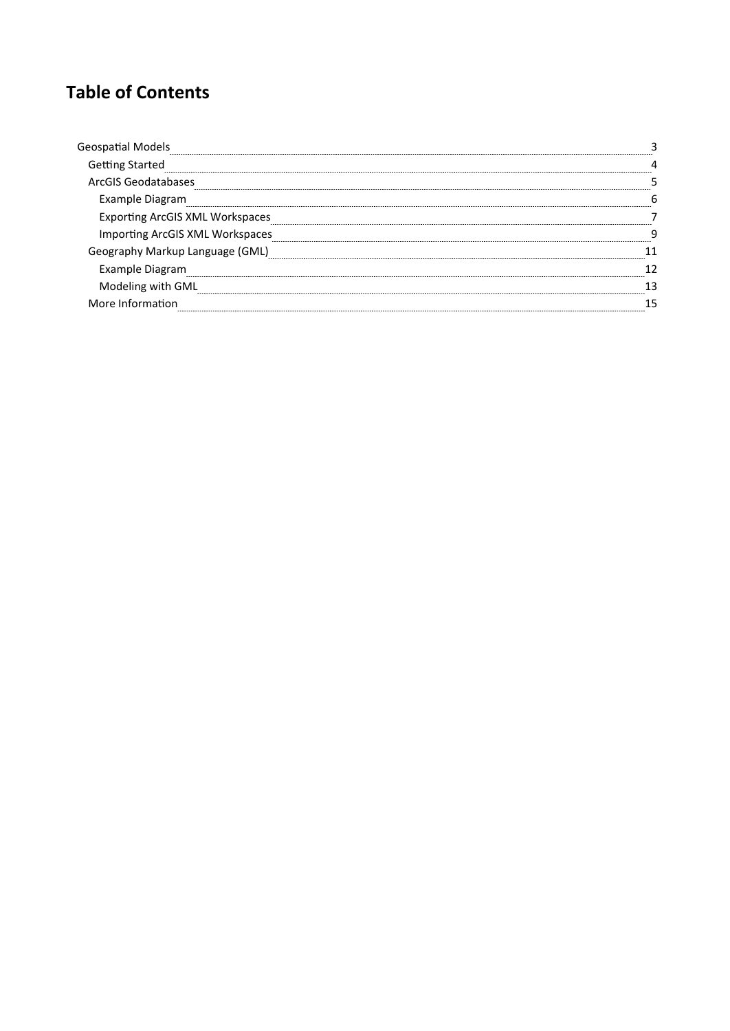# Table of Contents

- Geospatial Models 3
  - Getting Started 4
  - ArcGIS Geodatabases 5
    - Example Diagram 6
    - Exporting ArcGIS XML Workspaces 7
    - Importing ArcGIS XML Workspaces 9
  - Geography Markup Language (GML) 11
    - Example Diagram 12
    - Modeling with GML 13
  - More Information 15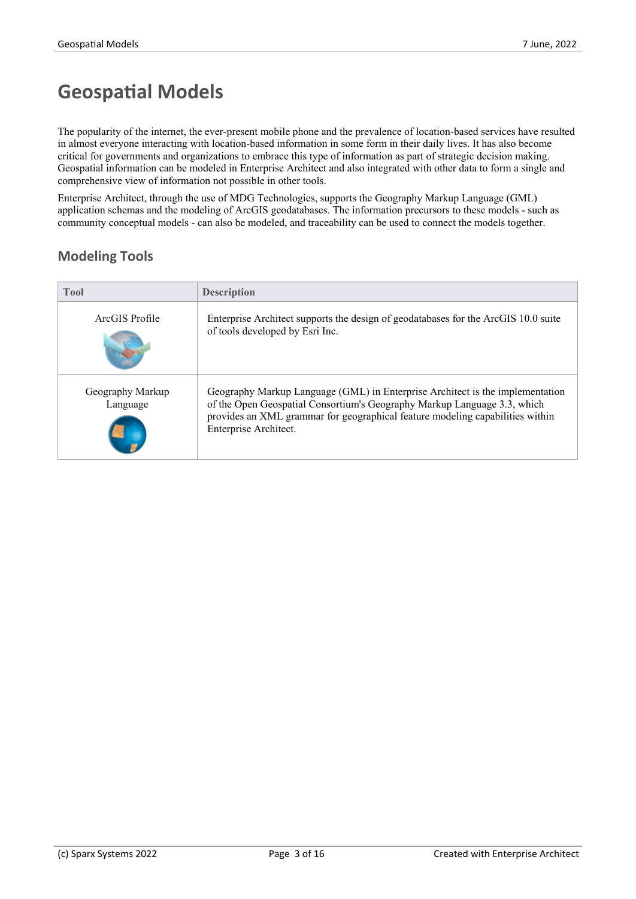# Geospatial Models

The popularity of the internet, the ever-present mobile phone and the prevalence of location-based services have resulted in almost everyone interacting with location-based information in some form in their daily lives. It has also become critical for governments and organizations to embrace this type of information as part of strategic decision making. Geospatial information can be modeled in Enterprise Architect and also integrated with other data to form a single and comprehensive view of information not possible in other tools.

Enterprise Architect, through the use of MDG Technologies, supports the Geography Markup Language (GML) application schemas and the modeling of ArcGIS geodatabases. The information precursors to these models - such as community conceptual models - can also be modeled, and traceability can be used to connect the models together.

## Modeling Tools

| Tool | Description |
|---|---|
| ArcGIS Profile | Enterprise Architect supports the design of geodatabases for the ArcGIS 10.0 suite of tools developed by Esri Inc. |
| Geography Markup Language | Geography Markup Language (GML) in Enterprise Architect is the implementation of the Open Geospatial Consortium's Geography Markup Language 3.3, which provides an XML grammar for geographical feature modeling capabilities within Enterprise Architect. |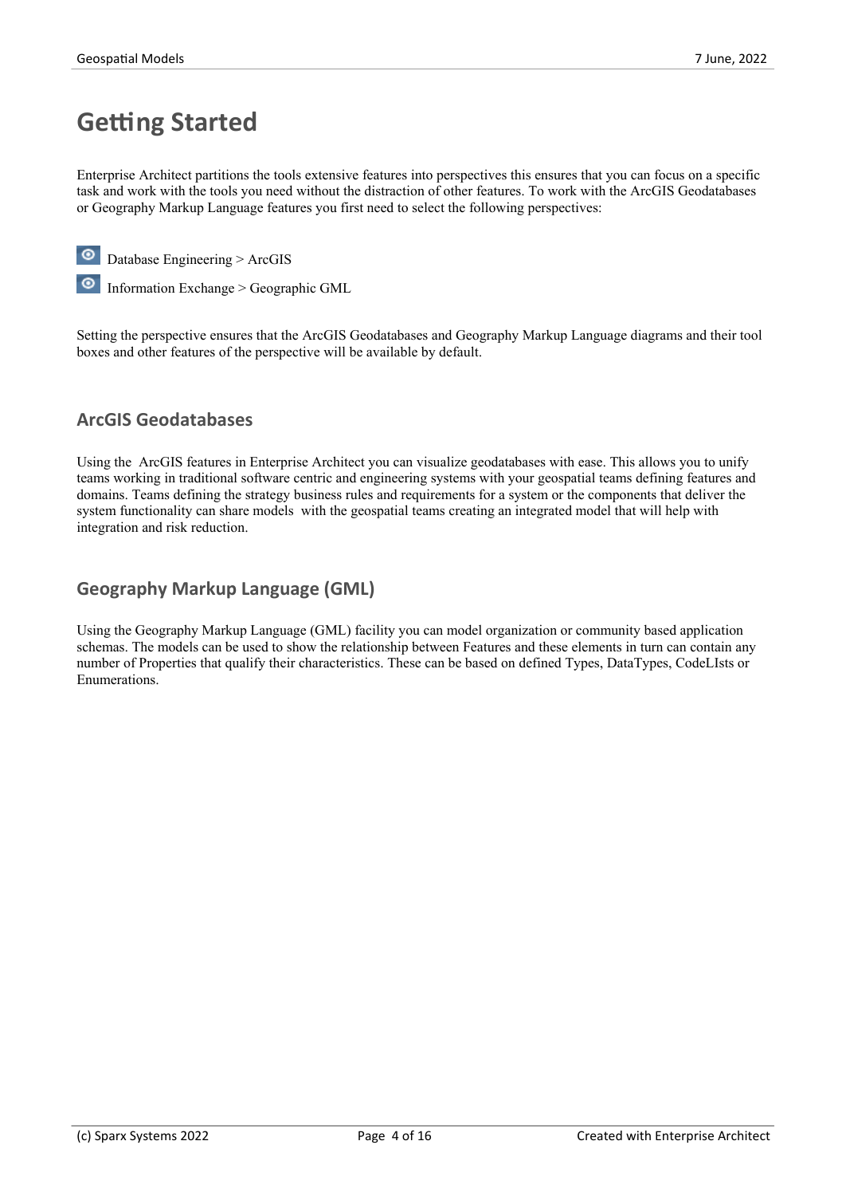# Getting Started

Enterprise Architect partitions the tools extensive features into perspectives this ensures that you can focus on a specific task and work with the tools you need without the distraction of other features. To work with the ArcGIS Geodatabases or Geography Markup Language features you first need to select the following perspectives:

Database Engineering > ArcGIS

Information Exchange > Geographic GML

Setting the perspective ensures that the ArcGIS Geodatabases and Geography Markup Language diagrams and their tool boxes and other features of the perspective will be available by default.

## ArcGIS Geodatabases

Using the ArcGIS features in Enterprise Architect you can visualize geodatabases with ease. This allows you to unify teams working in traditional software centric and engineering systems with your geospatial teams defining features and domains. Teams defining the strategy business rules and requirements for a system or the components that deliver the system functionality can share models with the geospatial teams creating an integrated model that will help with integration and risk reduction.

## Geography Markup Language (GML)

Using the Geography Markup Language (GML) facility you can model organization or community based application schemas. The models can be used to show the relationship between Features and these elements in turn can contain any number of Properties that qualify their characteristics. These can be based on defined Types, DataTypes, CodeLIsts or Enumerations.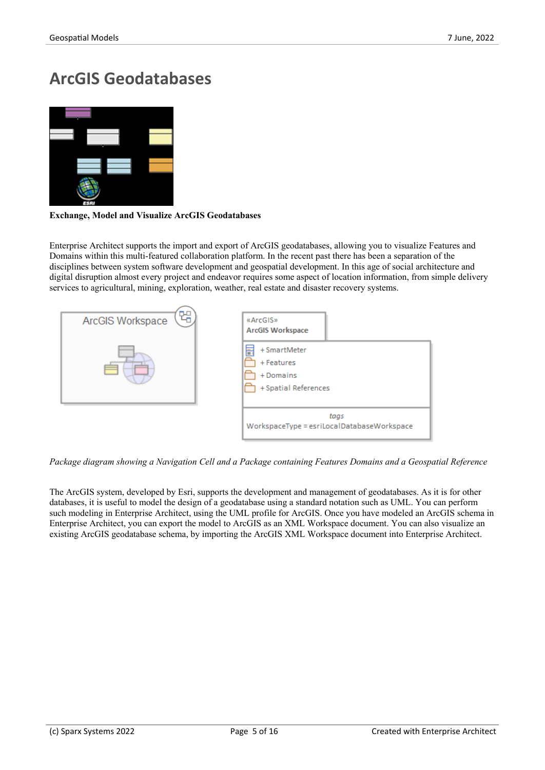# ArcGIS Geodatabases

**Exchange, Model and Visualize ArcGIS Geodatabases**

Enterprise Architect supports the import and export of ArcGIS geodatabases, allowing you to visualize Features and Domains within this multi-featured collaboration platform. In the recent past there has been a separation of the disciplines between system software development and geospatial development. In this age of social architecture and digital disruption almost every project and endeavor requires some aspect of location information, from simple delivery services to agricultural, mining, exploration, weather, real estate and disaster recovery systems.

*Package diagram showing a Navigation Cell and a Package containing Features Domains and a Geospatial Reference*

The ArcGIS system, developed by Esri, supports the development and management of geodatabases. As it is for other databases, it is useful to model the design of a geodatabase using a standard notation such as UML. You can perform such modeling in Enterprise Architect, using the UML profile for ArcGIS. Once you have modeled an ArcGIS schema in Enterprise Architect, you can export the model to ArcGIS as an XML Workspace document. You can also visualize an existing ArcGIS geodatabase schema, by importing the ArcGIS XML Workspace document into Enterprise Architect.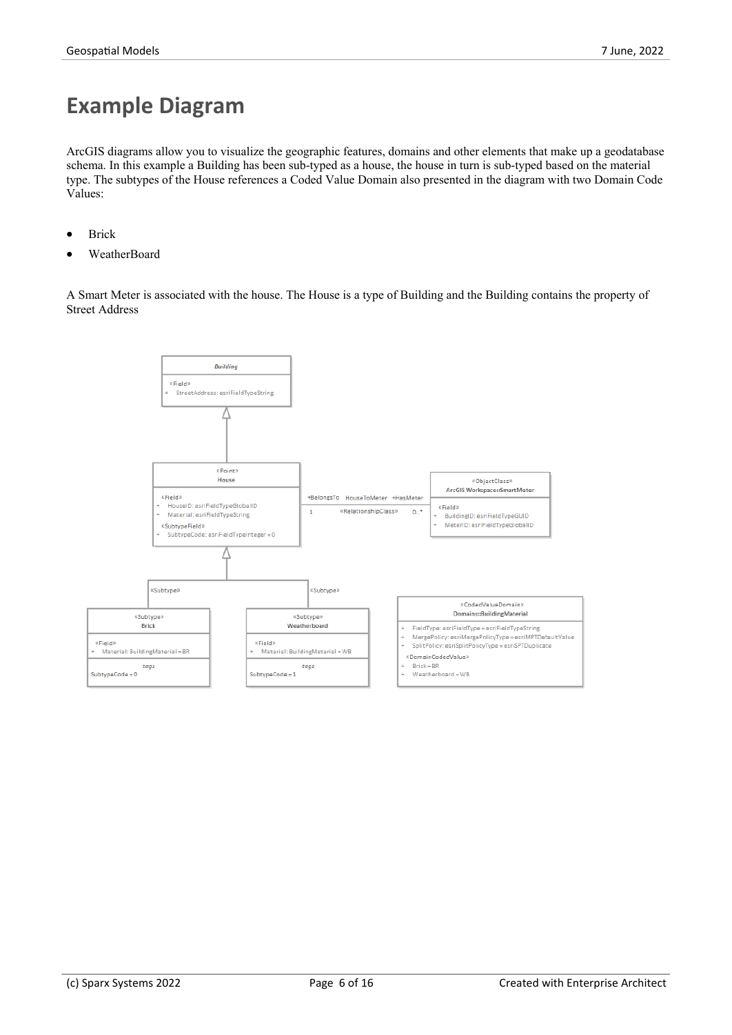# Example Diagram

ArcGIS diagrams allow you to visualize the geographic features, domains and other elements that make up a geodatabase schema. In this example a Building has been sub-typed as a house, the house in turn is sub-typed based on the material type. The subtypes of the House references a Coded Value Domain also presented in the diagram with two Domain Code Values:

- Brick
- WeatherBoard

A Smart Meter is associated with the house. The House is a type of Building and the Building contains the property of Street Address

Building
«Field»
+ StreetAddress: esriFieldTypeString

«Point»
House
«Field»
+ HouseID: esriFieldTypeGlobalID
+ Material: esriFieldTypeString
«SubtypeField»
+ SubtypeCode: esriFieldTypeInteger = 0

+BelongsTo HouseToMeter +HasMeter
1 «RelationshipClass» 0..*

«ObjectClass»
ArcGIS Workspace::SmartMeter
«Field»
+ BuildingID: esriFieldTypeGUID
+ MeterID: esriFieldTypeGlobalID

«Subtype» «Subtype»

«Subtype»
Brick
«Field»
+ Material: BuildingMaterial = BR
tags
SubtypeCode = 0

«Subtype»
Weatherboard
«Field»
+ Material: BuildingMaterial = WB
tags
SubtypeCode = 1

«CodedValueDomain»
Domains::BuildingMaterial
+ FieldType: esriFieldType = esriFieldTypeString
+ MergePolicy: esriMergePolicyType = esriMPTDefaultValue
+ SplitPolicy: esriSplitPolicyType = esriSPTDuplicate
«DomainCodedValue»
+ Brick = BR
+ Weatherboard = WB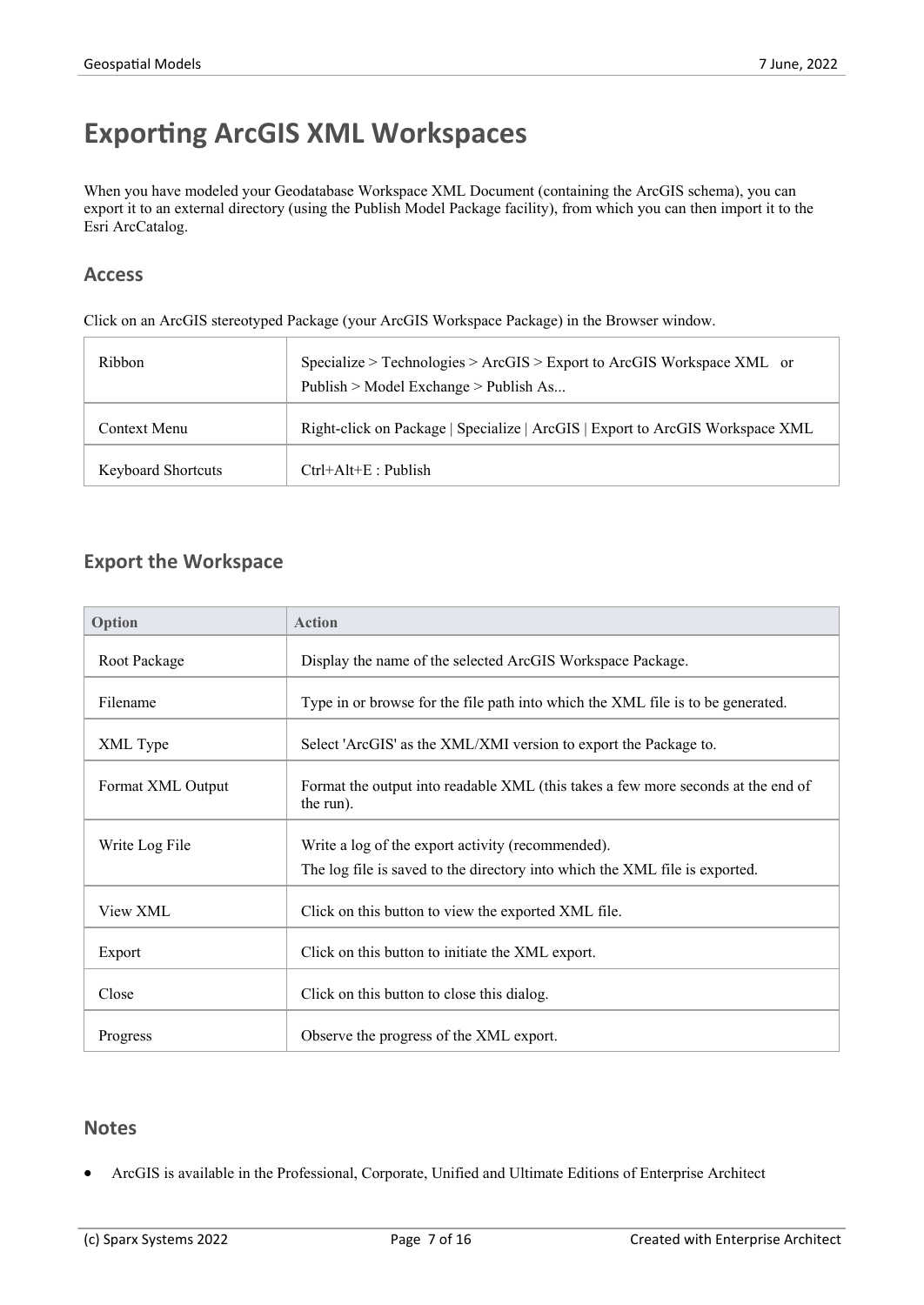# Exporting ArcGIS XML Workspaces

When you have modeled your Geodatabase Workspace XML Document (containing the ArcGIS schema), you can export it to an external directory (using the Publish Model Package facility), from which you can then import it to the Esri ArcCatalog.

## Access

Click on an ArcGIS stereotyped Package (your ArcGIS Workspace Package) in the Browser window.

| | |
|---|---|
| Ribbon | Specialize > Technologies > ArcGIS > Export to ArcGIS Workspace XML or<br>Publish > Model Exchange > Publish As... |
| Context Menu | Right-click on Package \| Specialize \| ArcGIS \| Export to ArcGIS Workspace XML |
| Keyboard Shortcuts | Ctrl+Alt+E : Publish |

## Export the Workspace

| Option | Action |
|---|---|
| Root Package | Display the name of the selected ArcGIS Workspace Package. |
| Filename | Type in or browse for the file path into which the XML file is to be generated. |
| XML Type | Select 'ArcGIS' as the XML/XMI version to export the Package to. |
| Format XML Output | Format the output into readable XML (this takes a few more seconds at the end of the run). |
| Write Log File | Write a log of the export activity (recommended).<br>The log file is saved to the directory into which the XML file is exported. |
| View XML | Click on this button to view the exported XML file. |
| Export | Click on this button to initiate the XML export. |
| Close | Click on this button to close this dialog. |
| Progress | Observe the progress of the XML export. |

## Notes

- ArcGIS is available in the Professional, Corporate, Unified and Ultimate Editions of Enterprise Architect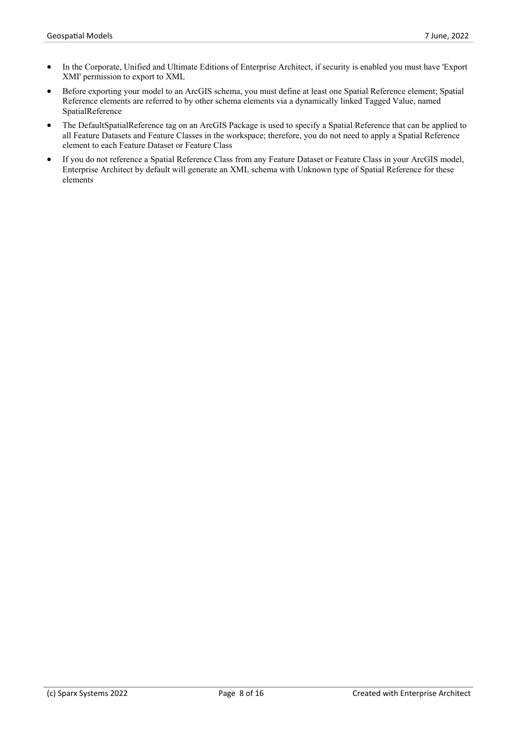- In the Corporate, Unified and Ultimate Editions of Enterprise Architect, if security is enabled you must have 'Export XMI' permission to export to XML
- Before exporting your model to an ArcGIS schema, you must define at least one Spatial Reference element; Spatial Reference elements are referred to by other schema elements via a dynamically linked Tagged Value, named SpatialReference
- The DefaultSpatialReference tag on an ArcGIS Package is used to specify a Spatial Reference that can be applied to all Feature Datasets and Feature Classes in the workspace; therefore, you do not need to apply a Spatial Reference element to each Feature Dataset or Feature Class
- If you do not reference a Spatial Reference Class from any Feature Dataset or Feature Class in your ArcGIS model, Enterprise Architect by default will generate an XML schema with Unknown type of Spatial Reference for these elements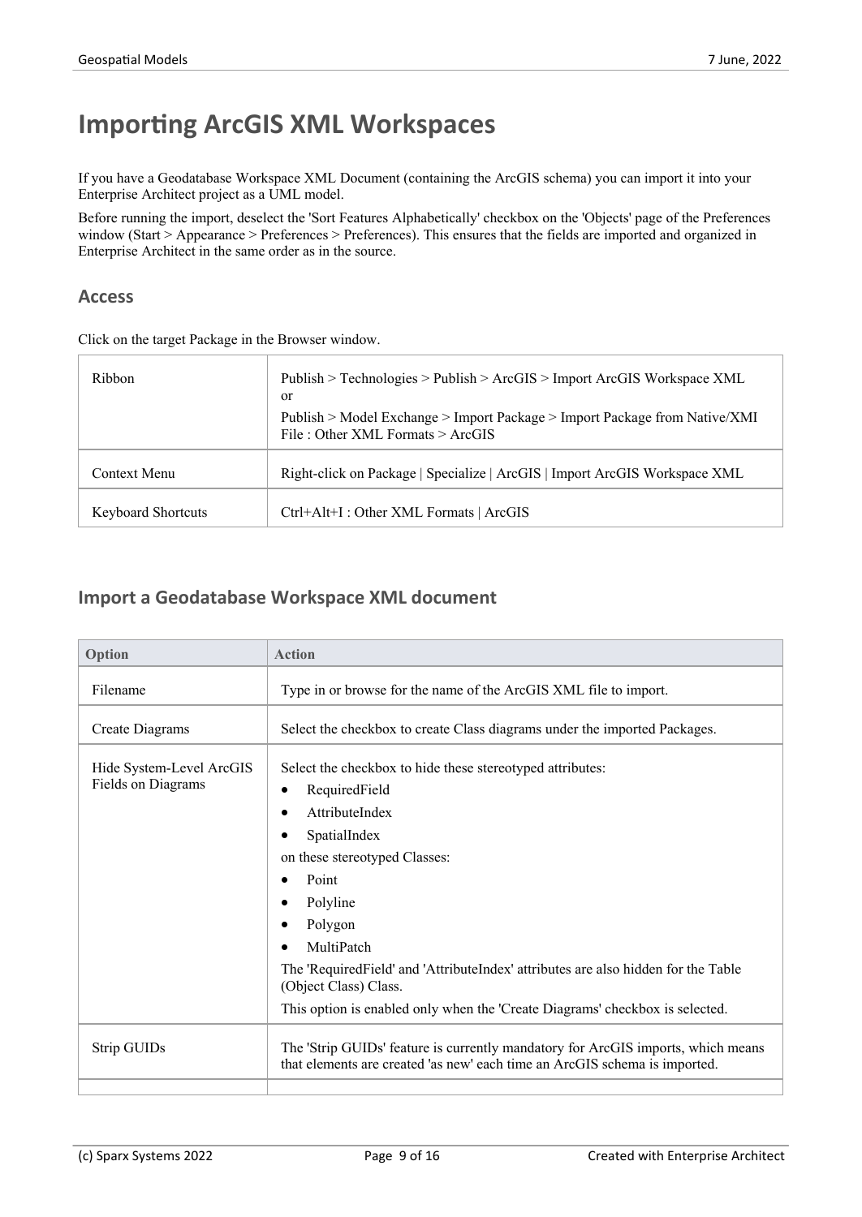# Importing ArcGIS XML Workspaces

If you have a Geodatabase Workspace XML Document (containing the ArcGIS schema) you can import it into your Enterprise Architect project as a UML model.

Before running the import, deselect the 'Sort Features Alphabetically' checkbox on the 'Objects' page of the Preferences window (Start > Appearance > Preferences > Preferences). This ensures that the fields are imported and organized in Enterprise Architect in the same order as in the source.

## Access

Click on the target Package in the Browser window.

| | |
|---|---|
| Ribbon | Publish > Technologies > Publish > ArcGIS > Import ArcGIS Workspace XML or<br>Publish > Model Exchange > Import Package > Import Package from Native/XMI File : Other XML Formats > ArcGIS |
| Context Menu | Right-click on Package \| Specialize \| ArcGIS \| Import ArcGIS Workspace XML |
| Keyboard Shortcuts | Ctrl+Alt+I : Other XML Formats \| ArcGIS |

## Import a Geodatabase Workspace XML document

| Option | Action |
|---|---|
| Filename | Type in or browse for the name of the ArcGIS XML file to import. |
| Create Diagrams | Select the checkbox to create Class diagrams under the imported Packages. |
| Hide System-Level ArcGIS Fields on Diagrams | Select the checkbox to hide these stereotyped attributes:<br>• RequiredField<br>• AttributeIndex<br>• SpatialIndex<br>on these stereotyped Classes:<br>• Point<br>• Polyline<br>• Polygon<br>• MultiPatch<br>The 'RequiredField' and 'AttributeIndex' attributes are also hidden for the Table (Object Class) Class.<br>This option is enabled only when the 'Create Diagrams' checkbox is selected. |
| Strip GUIDs | The 'Strip GUIDs' feature is currently mandatory for ArcGIS imports, which means that elements are created 'as new' each time an ArcGIS schema is imported. |
| | |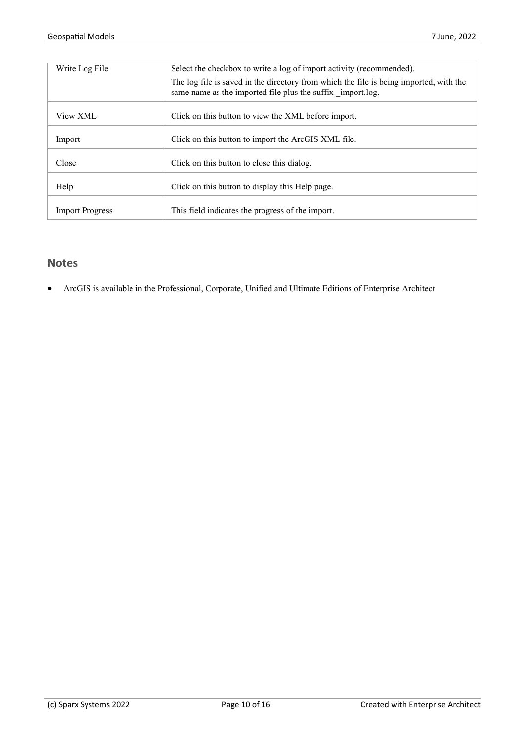| | |
|---|---|
| Write Log File | Select the checkbox to write a log of import activity (recommended).<br>The log file is saved in the directory from which the file is being imported, with the same name as the imported file plus the suffix _import.log. |
| View XML | Click on this button to view the XML before import. |
| Import | Click on this button to import the ArcGIS XML file. |
| Close | Click on this button to close this dialog. |
| Help | Click on this button to display this Help page. |
| Import Progress | This field indicates the progress of the import. |

## Notes

- ArcGIS is available in the Professional, Corporate, Unified and Ultimate Editions of Enterprise Architect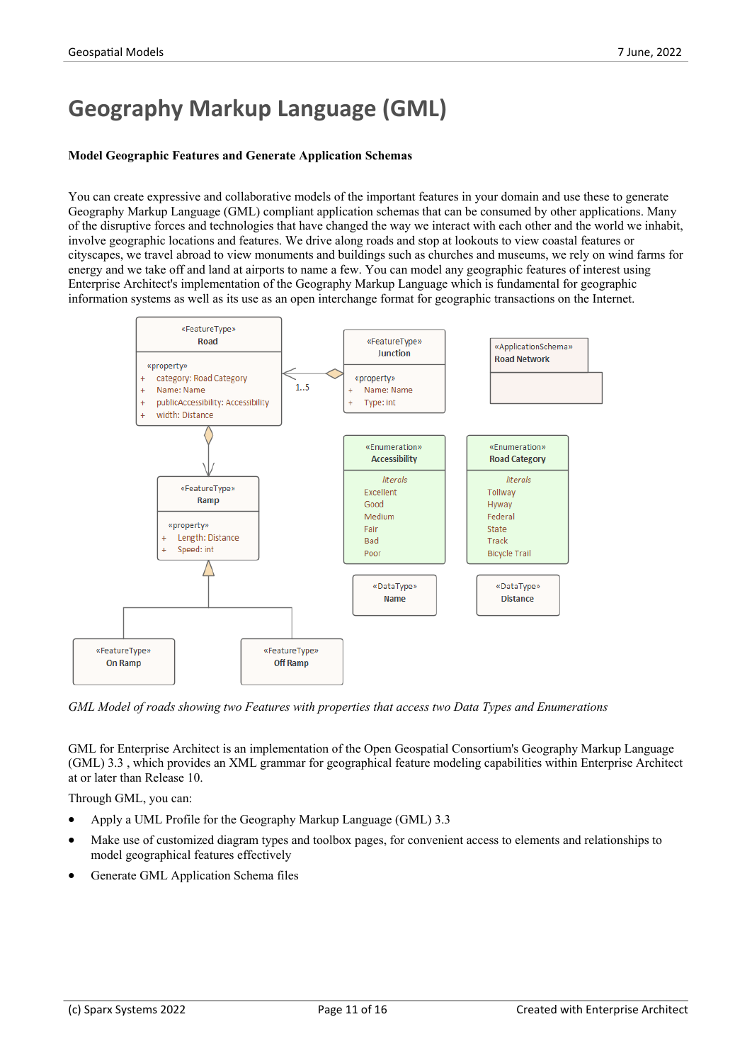# Geography Markup Language (GML)

**Model Geographic Features and Generate Application Schemas**

You can create expressive and collaborative models of the important features in your domain and use these to generate Geography Markup Language (GML) compliant application schemas that can be consumed by other applications. Many of the disruptive forces and technologies that have changed the way we interact with each other and the world we inhabit, involve geographic locations and features. We drive along roads and stop at lookouts to view coastal features or cityscapes, we travel abroad to view monuments and buildings such as churches and museums, we rely on wind farms for energy and we take off and land at airports to name a few. You can model any geographic features of interest using Enterprise Architect's implementation of the Geography Markup Language which is fundamental for geographic information systems as well as its use as an open interchange format for geographic transactions on the Internet.

*GML Model of roads showing two Features with properties that access two Data Types and Enumerations*

GML for Enterprise Architect is an implementation of the Open Geospatial Consortium's Geography Markup Language (GML) 3.3 , which provides an XML grammar for geographical feature modeling capabilities within Enterprise Architect at or later than Release 10.

Through GML, you can:

- Apply a UML Profile for the Geography Markup Language (GML) 3.3
- Make use of customized diagram types and toolbox pages, for convenient access to elements and relationships to model geographical features effectively
- Generate GML Application Schema files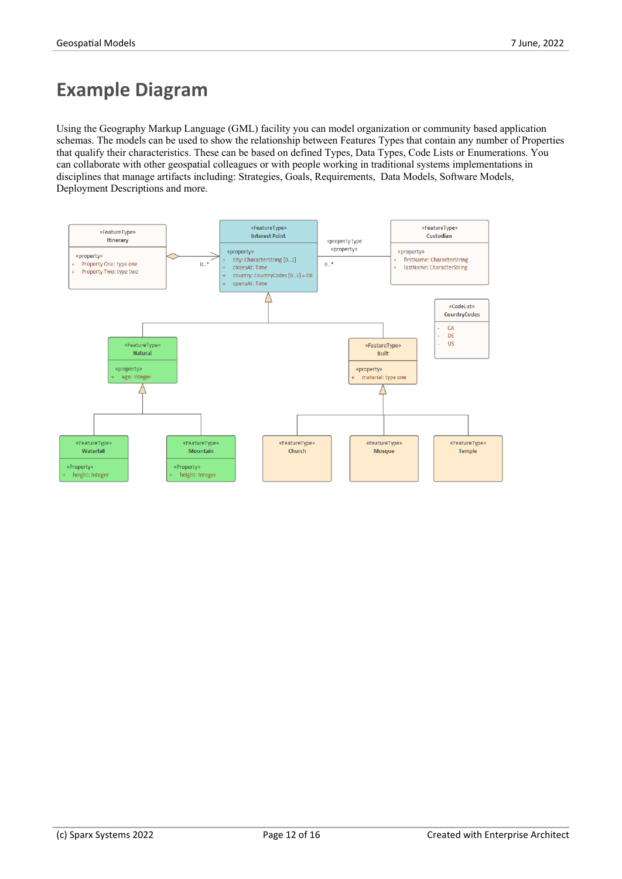# Example Diagram

Using the Geography Markup Language (GML) facility you can model organization or community based application schemas. The models can be used to show the relationship between Features Types that contain any number of Properties that qualify their characteristics. These can be based on defined Types, Data Types, Code Lists or Enumerations. You can collaborate with other geospatial colleagues or with people working in traditional systems implementations in disciplines that manage artifacts including: Strategies, Goals, Requirements, Data Models, Software Models, Deployment Descriptions and more.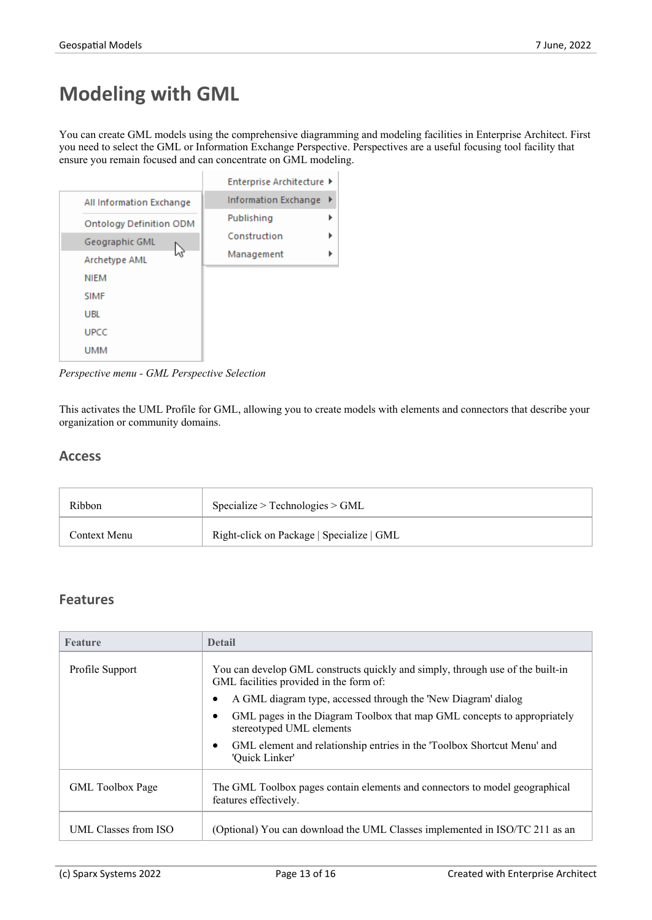# Modeling with GML

You can create GML models using the comprehensive diagramming and modeling facilities in Enterprise Architect. First you need to select the GML or Information Exchange Perspective. Perspectives are a useful focusing tool facility that ensure you remain focused and can concentrate on GML modeling.

*Perspective menu - GML Perspective Selection*

This activates the UML Profile for GML, allowing you to create models with elements and connectors that describe your organization or community domains.

## Access

| | |
|---|---|
| Ribbon | Specialize > Technologies > GML |
| Context Menu | Right-click on Package \| Specialize \| GML |

## Features

| Feature | Detail |
|---|---|
| Profile Support | You can develop GML constructs quickly and simply, through use of the built-in GML facilities provided in the form of:<br>• A GML diagram type, accessed through the 'New Diagram' dialog<br>• GML pages in the Diagram Toolbox that map GML concepts to appropriately stereotyped UML elements<br>• GML element and relationship entries in the 'Toolbox Shortcut Menu' and 'Quick Linker' |
| GML Toolbox Page | The GML Toolbox pages contain elements and connectors to model geographical features effectively. |
| UML Classes from ISO | (Optional) You can download the UML Classes implemented in ISO/TC 211 as an |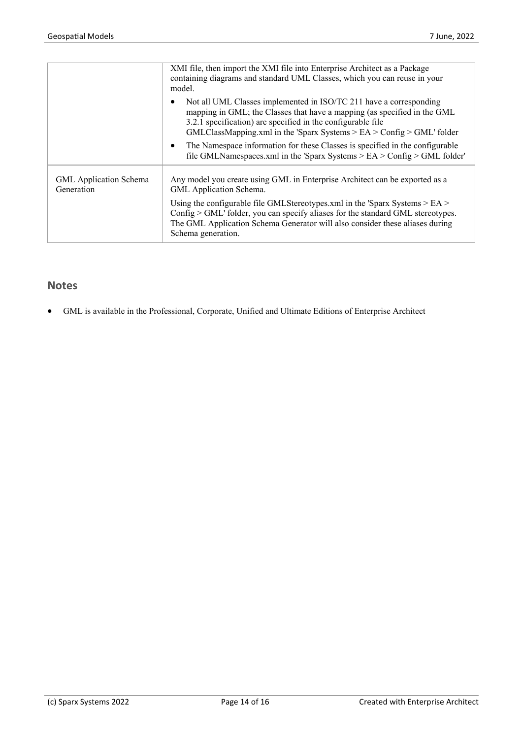| | |
|---|---|
| | XMI file, then import the XMI file into Enterprise Architect as a Package containing diagrams and standard UML Classes, which you can reuse in your model.<br>• Not all UML Classes implemented in ISO/TC 211 have a corresponding mapping in GML; the Classes that have a mapping (as specified in the GML 3.2.1 specification) are specified in the configurable file GMLClassMapping.xml in the 'Sparx Systems > EA > Config > GML' folder<br>• The Namespace information for these Classes is specified in the configurable file GMLNamespaces.xml in the 'Sparx Systems > EA > Config > GML folder' |
| GML Application Schema Generation | Any model you create using GML in Enterprise Architect can be exported as a GML Application Schema.<br>Using the configurable file GMLStereotypes.xml in the 'Sparx Systems > EA > Config > GML' folder, you can specify aliases for the standard GML stereotypes. The GML Application Schema Generator will also consider these aliases during Schema generation. |

## Notes

- GML is available in the Professional, Corporate, Unified and Ultimate Editions of Enterprise Architect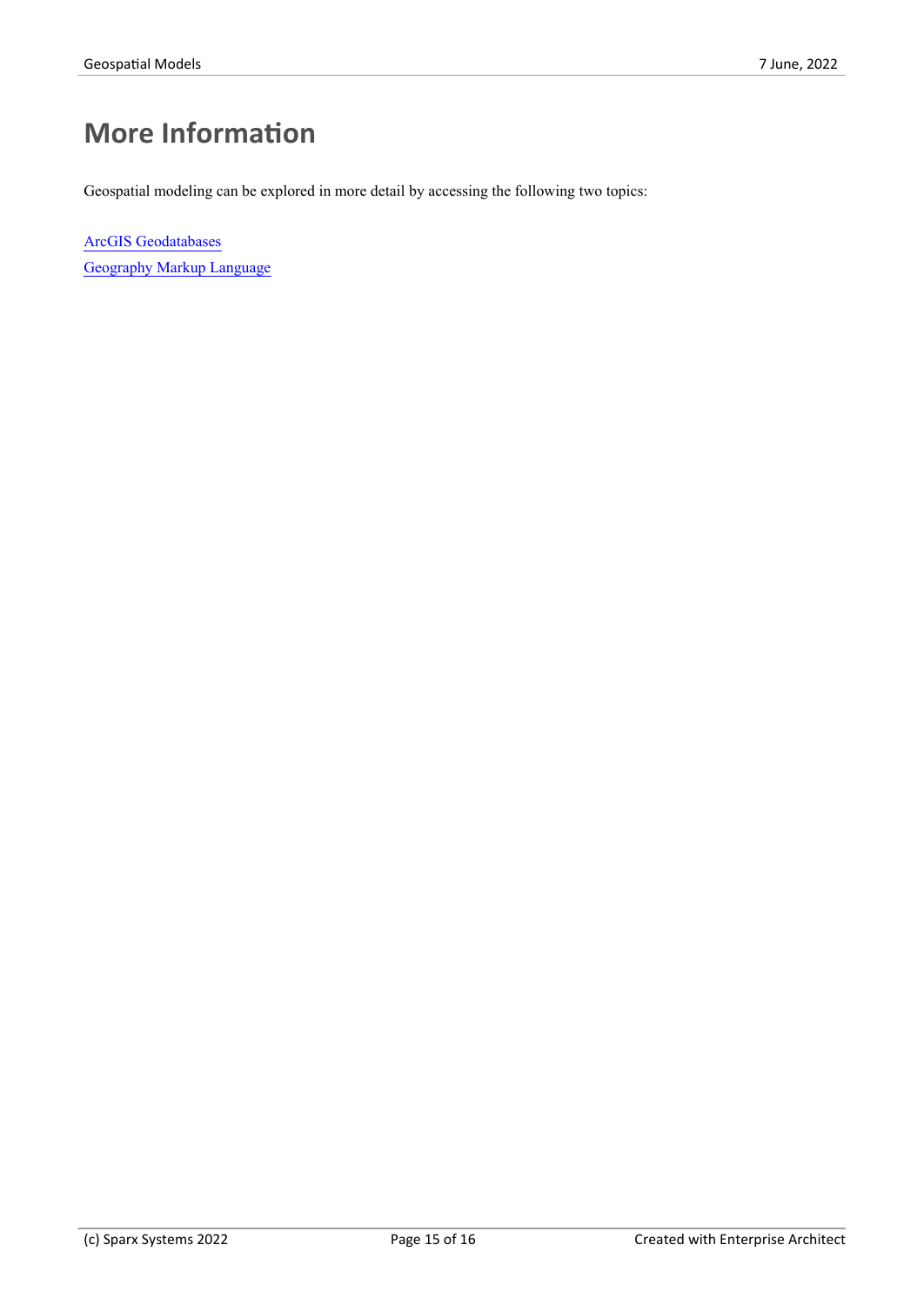# More Information

Geospatial modeling can be explored in more detail by accessing the following two topics:

ArcGIS Geodatabases
Geography Markup Language